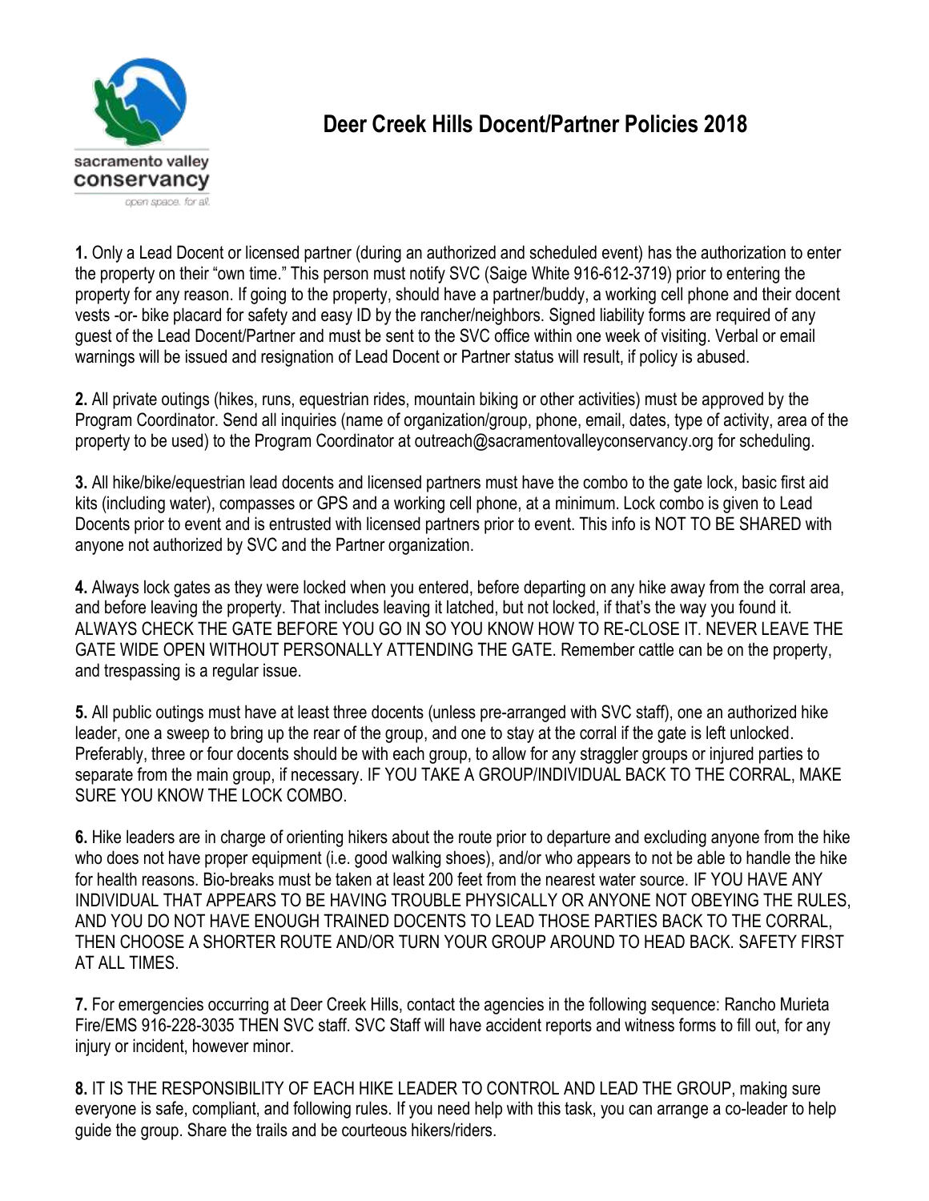# Deer Creek Hills Docent/Partner Policies 2018

**1.** Only a Lead Docent or licensed partner (during an authorized and scheduled event) has the authorization to enter the property on their "own time." This person must notify SVC (Saige White 916-612-3719) prior to entering the property for any reason. If going to the property, should have a partner/buddy, a working cell phone and their docent vests -or- bike placard for safety and easy ID by the rancher/neighbors. Signed liability forms are required of any guest of the Lead Docent/Partner and must be sent to the SVC office within one week of visiting. Verbal or email warnings will be issued and resignation of Lead Docent or Partner status will result, if policy is abused.

**2.** All private outings (hikes, runs, equestrian rides, mountain biking or other activities) must be approved by the Program Coordinator. Send all inquiries (name of organization/group, phone, email, dates, type of activity, area of the property to be used) to the Program Coordinator at outreach@sacramentovalleyconservancy.org for scheduling.

**3.** All hike/bike/equestrian lead docents and licensed partners must have the combo to the gate lock, basic first aid kits (including water), compasses or GPS and a working cell phone, at a minimum. Lock combo is given to Lead Docents prior to event and is entrusted with licensed partners prior to event. This info is NOT TO BE SHARED with anyone not authorized by SVC and the Partner organization.

**4.** Always lock gates as they were locked when you entered, before departing on any hike away from the corral area, and before leaving the property. That includes leaving it latched, but not locked, if that's the way you found it. ALWAYS CHECK THE GATE BEFORE YOU GO IN SO YOU KNOW HOW TO RE-CLOSE IT. NEVER LEAVE THE GATE WIDE OPEN WITHOUT PERSONALLY ATTENDING THE GATE. Remember cattle can be on the property, and trespassing is a regular issue.

**5.** All public outings must have at least three docents (unless pre-arranged with SVC staff), one an authorized hike leader, one a sweep to bring up the rear of the group, and one to stay at the corral if the gate is left unlocked. Preferably, three or four docents should be with each group, to allow for any straggler groups or injured parties to separate from the main group, if necessary. IF YOU TAKE A GROUP/INDIVIDUAL BACK TO THE CORRAL, MAKE SURE YOU KNOW THE LOCK COMBO.

**6.** Hike leaders are in charge of orienting hikers about the route prior to departure and excluding anyone from the hike who does not have proper equipment (i.e. good walking shoes), and/or who appears to not be able to handle the hike for health reasons. Bio-breaks must be taken at least 200 feet from the nearest water source. IF YOU HAVE ANY INDIVIDUAL THAT APPEARS TO BE HAVING TROUBLE PHYSICALLY OR ANYONE NOT OBEYING THE RULES, AND YOU DO NOT HAVE ENOUGH TRAINED DOCENTS TO LEAD THOSE PARTIES BACK TO THE CORRAL, THEN CHOOSE A SHORTER ROUTE AND/OR TURN YOUR GROUP AROUND TO HEAD BACK. SAFETY FIRST AT ALL TIMES.

**7.** For emergencies occurring at Deer Creek Hills, contact the agencies in the following sequence: Rancho Murieta Fire/EMS 916-228-3035 THEN SVC staff. SVC Staff will have accident reports and witness forms to fill out, for any injury or incident, however minor.

**8.** IT IS THE RESPONSIBILITY OF EACH HIKE LEADER TO CONTROL AND LEAD THE GROUP, making sure everyone is safe, compliant, and following rules. If you need help with this task, you can arrange a co-leader to help guide the group. Share the trails and be courteous hikers/riders.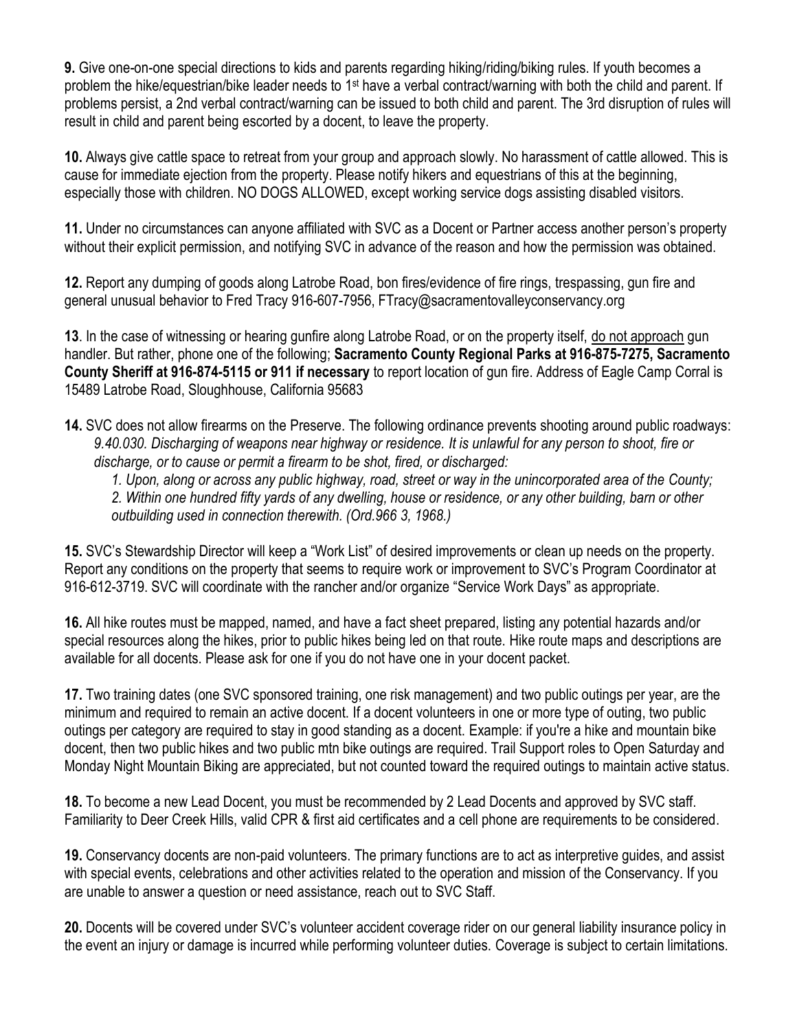**9.** Give one-on-one special directions to kids and parents regarding hiking/riding/biking rules. If youth becomes a problem the hike/equestrian/bike leader needs to 1st have a verbal contract/warning with both the child and parent. If problems persist, a 2nd verbal contract/warning can be issued to both child and parent. The 3rd disruption of rules will result in child and parent being escorted by a docent, to leave the property.

**10.** Always give cattle space to retreat from your group and approach slowly. No harassment of cattle allowed. This is cause for immediate ejection from the property. Please notify hikers and equestrians of this at the beginning, especially those with children. NO DOGS ALLOWED, except working service dogs assisting disabled visitors.

**11.** Under no circumstances can anyone affiliated with SVC as a Docent or Partner access another person's property without their explicit permission, and notifying SVC in advance of the reason and how the permission was obtained.

**12.** Report any dumping of goods along Latrobe Road, bon fires/evidence of fire rings, trespassing, gun fire and general unusual behavior to Fred Tracy 916-607-7956, FTracy@sacramentovalleyconservancy.org

**13**. In the case of witnessing or hearing gunfire along Latrobe Road, or on the property itself, <u>do not approach</u> gun handler. But rather, phone one of the following; **Sacramento County Regional Parks at 916-875-7275, Sacramento County Sheriff at 916-874-5115 or 911 if necessary** to report location of gun fire. Address of Eagle Camp Corral is 15489 Latrobe Road, Sloughhouse, California 95683

**14.** SVC does not allow firearms on the Preserve. The following ordinance prevents shooting around public roadways:

*9.40.030. Discharging of weapons near highway or residence. It is unlawful for any person to shoot, fire or discharge, or to cause or permit a firearm to be shot, fired, or discharged:*

*1. Upon, along or across any public highway, road, street or way in the unincorporated area of the County;*

*2. Within one hundred fifty yards of any dwelling, house or residence, or any other building, barn or other outbuilding used in connection therewith. (Ord.966 3, 1968.)*

**15.** SVC's Stewardship Director will keep a "Work List" of desired improvements or clean up needs on the property. Report any conditions on the property that seems to require work or improvement to SVC's Program Coordinator at 916-612-3719. SVC will coordinate with the rancher and/or organize "Service Work Days" as appropriate.

**16.** All hike routes must be mapped, named, and have a fact sheet prepared, listing any potential hazards and/or special resources along the hikes, prior to public hikes being led on that route. Hike route maps and descriptions are available for all docents. Please ask for one if you do not have one in your docent packet.

**17.** Two training dates (one SVC sponsored training, one risk management) and two public outings per year, are the minimum and required to remain an active docent. If a docent volunteers in one or more type of outing, two public outings per category are required to stay in good standing as a docent. Example: if you're a hike and mountain bike docent, then two public hikes and two public mtn bike outings are required. Trail Support roles to Open Saturday and Monday Night Mountain Biking are appreciated, but not counted toward the required outings to maintain active status.

**18.** To become a new Lead Docent, you must be recommended by 2 Lead Docents and approved by SVC staff. Familiarity to Deer Creek Hills, valid CPR & first aid certificates and a cell phone are requirements to be considered.

**19.** Conservancy docents are non-paid volunteers. The primary functions are to act as interpretive guides, and assist with special events, celebrations and other activities related to the operation and mission of the Conservancy. If you are unable to answer a question or need assistance, reach out to SVC Staff.

**20.** Docents will be covered under SVC's volunteer accident coverage rider on our general liability insurance policy in the event an injury or damage is incurred while performing volunteer duties. Coverage is subject to certain limitations.